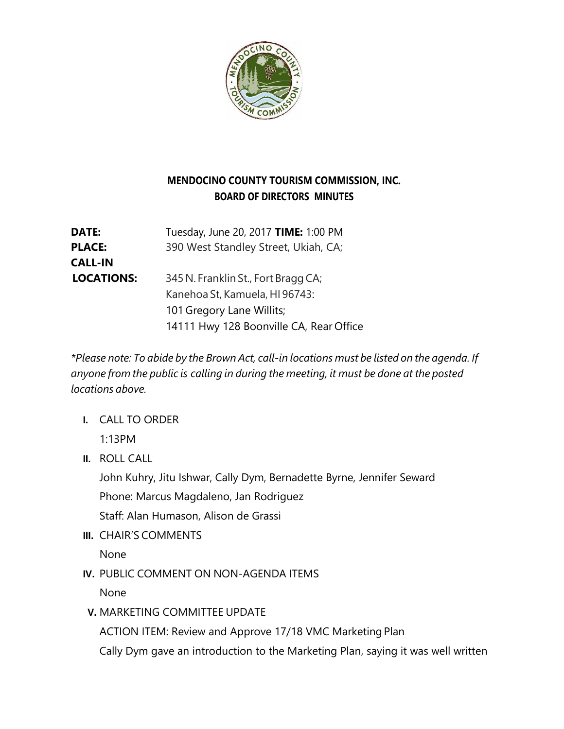# MENDOCINO COUNTY TOURISM COMMISSION, INC.
## BOARD OF DIRECTORS MINUTES

**DATE:** Tuesday, June 20, 2017 **TIME:** 1:00 PM
**PLACE:** 390 West Standley Street, Ukiah, CA;
**CALL-IN LOCATIONS:** 345 N. Franklin St., Fort Bragg CA;
Kanehoa St, Kamuela, HI 96743:
101 Gregory Lane Willits;
14111 Hwy 128 Boonville CA, Rear Office

*\*Please note: To abide by the Brown Act, call-in locations must be listed on the agenda. If anyone from the public is calling in during the meeting, it must be done at the posted locations above.*

**I.** CALL TO ORDER

1:13PM

**II.** ROLL CALL

John Kuhry, Jitu Ishwar, Cally Dym, Bernadette Byrne, Jennifer Seward

Phone: Marcus Magdaleno, Jan Rodriguez

Staff: Alan Humason, Alison de Grassi

**III.** CHAIR'S COMMENTS

None

**IV.** PUBLIC COMMENT ON NON-AGENDA ITEMS

None

**V.** MARKETING COMMITTEE UPDATE

ACTION ITEM: Review and Approve 17/18 VMC Marketing Plan

Cally Dym gave an introduction to the Marketing Plan, saying it was well written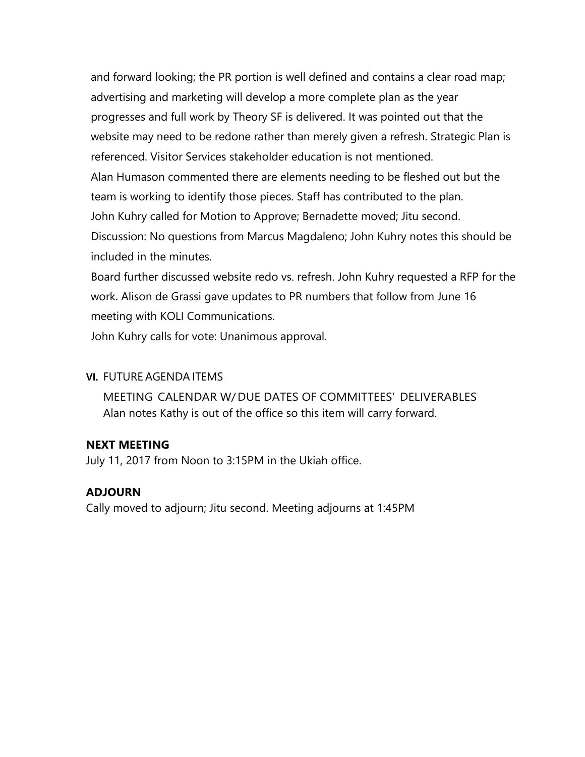and forward looking; the PR portion is well defined and contains a clear road map; advertising and marketing will develop a more complete plan as the year progresses and full work by Theory SF is delivered. It was pointed out that the website may need to be redone rather than merely given a refresh. Strategic Plan is referenced. Visitor Services stakeholder education is not mentioned.

Alan Humason commented there are elements needing to be fleshed out but the team is working to identify those pieces. Staff has contributed to the plan.

John Kuhry called for Motion to Approve; Bernadette moved; Jitu second.

Discussion: No questions from Marcus Magdaleno; John Kuhry notes this should be included in the minutes.

Board further discussed website redo vs. refresh. John Kuhry requested a RFP for the work. Alison de Grassi gave updates to PR numbers that follow from June 16 meeting with KOLI Communications.

John Kuhry calls for vote: Unanimous approval.

**VI.** FUTURE AGENDA ITEMS

MEETING CALENDAR W/ DUE DATES OF COMMITTEES' DELIVERABLES
Alan notes Kathy is out of the office so this item will carry forward.

**NEXT MEETING**

July 11, 2017 from Noon to 3:15PM in the Ukiah office.

**ADJOURN**

Cally moved to adjourn; Jitu second. Meeting adjourns at 1:45PM